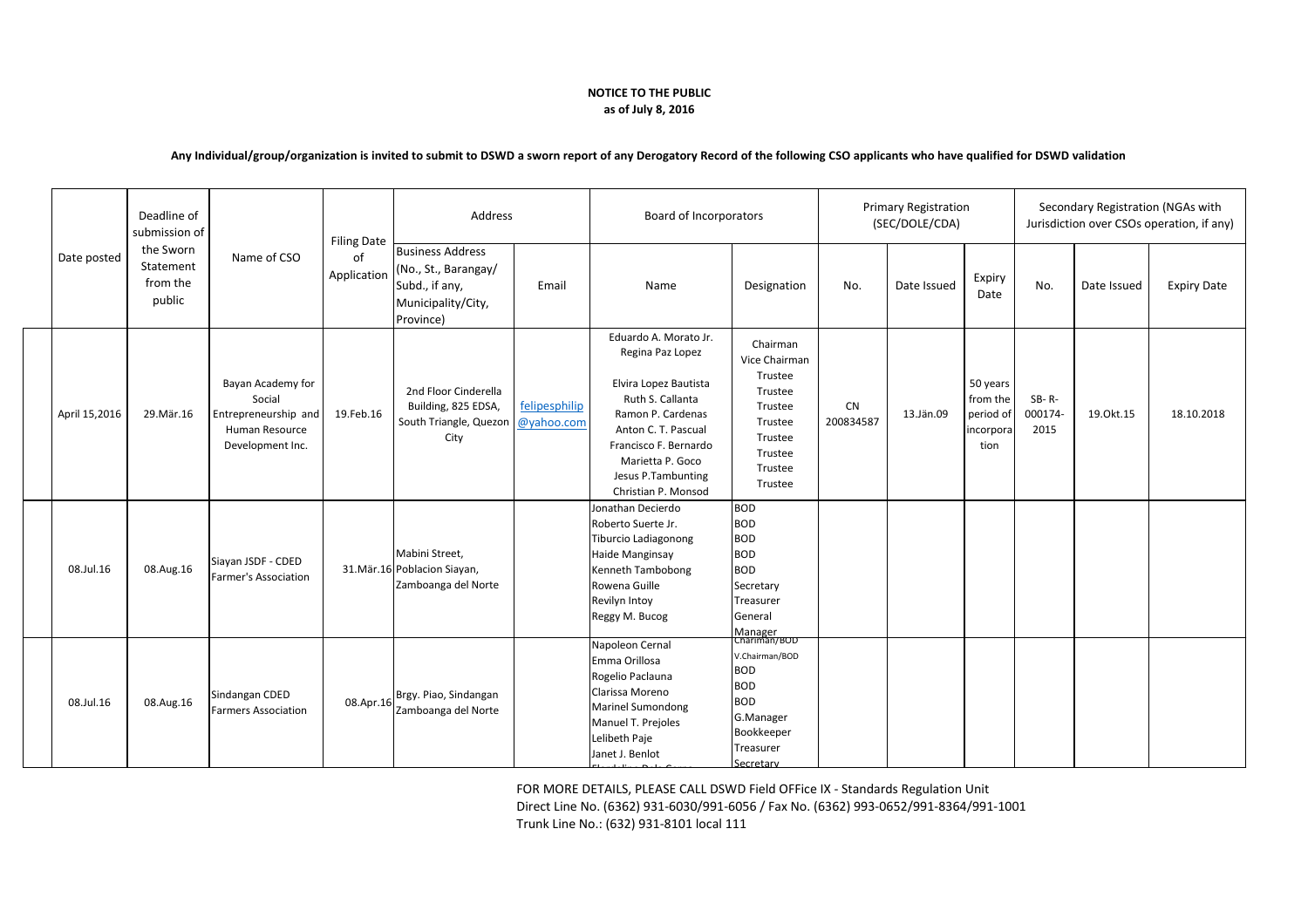**NOTICE TO THE PUBLIC**
**as of July 8, 2016**

**Any Individual/group/organization is invited to submit to DSWD a sworn report of any Derogatory Record of the following CSO applicants who have qualified for DSWD validation**

| Date posted | Deadline of submission of the Sworn Statement from the public | Name of CSO | Filing Date of Application | Address | | Board of Incorporators | | Primary Registration (SEC/DOLE/CDA) | | | Secondary Registration (NGAs with Jurisdiction over CSOs operation, if any) | | |
|---|---|---|---|---|---|---|---|---|---|---|---|---|---|
| | | | | Business Address (No., St., Barangay/ Subd., if any, Municipality/City, Province) | Email | Name | Designation | No. | Date Issued | Expiry Date | No. | Date Issued | Expiry Date |
| April 15,2016 | 29.Mär.16 | Bayan Academy for Social Entrepreneurship and Human Resource Development Inc. | 19.Feb.16 | 2nd Floor Cinderella Building, 825 EDSA, South Triangle, Quezon City | felipesphilip@yahoo.com | Eduardo A. Morato Jr.<br>Regina Paz Lopez<br>Elvira Lopez Bautista<br>Ruth S. Callanta<br>Ramon P. Cardenas<br>Anton C. T. Pascual<br>Francisco F. Bernardo<br>Marietta P. Goco<br>Jesus P.Tambunting<br>Christian P. Monsod | Chairman<br>Vice Chairman<br>Trustee<br>Trustee<br>Trustee<br>Trustee<br>Trustee<br>Trustee<br>Trustee<br>Trustee | CN 200834587 | 13.Jän.09 | 50 years from the period of incorporation | SB- R-000174-2015 | 19.Okt.15 | 18.10.2018 |
| 08.Jul.16 | 08.Aug.16 | Siayan JSDF - CDED Farmer's Association | 31.Mär.16 | Mabini Street, Poblacion Siayan, Zamboanga del Norte | | Jonathan Decierdo<br>Roberto Suerte Jr.<br>Tiburcio Ladiagonong<br>Haide Manginsay<br>Kenneth Tambobong<br>Rowena Guille<br>Revilyn Intoy<br>Reggy M. Bucog | BOD<br>BOD<br>BOD<br>BOD<br>BOD<br>Secretary<br>Treasurer<br>General Manager | | | | | | |
| 08.Jul.16 | 08.Aug.16 | Sindangan CDED Farmers Association | 08.Apr.16 | Brgy. Piao, Sindangan Zamboanga del Norte | | Napoleon Cernal<br>Emma Orillosa<br>Rogelio Paclauna<br>Clarissa Moreno<br>Marinel Sumondong<br>Manuel T. Prejoles<br>Lelibeth Paje<br>Janet J. Benlot | Chariman/BOD<br>V.Chairman/BOD<br>BOD<br>BOD<br>BOD<br>G.Manager<br>Bookkeeper<br>Treasurer<br>Secretary | | | | | | |

FOR MORE DETAILS, PLEASE CALL DSWD Field OFFice IX - Standards Regulation Unit
Direct Line No. (6362) 931-6030/991-6056 / Fax No. (6362) 993-0652/991-8364/991-1001
Trunk Line No.: (632) 931-8101 local 111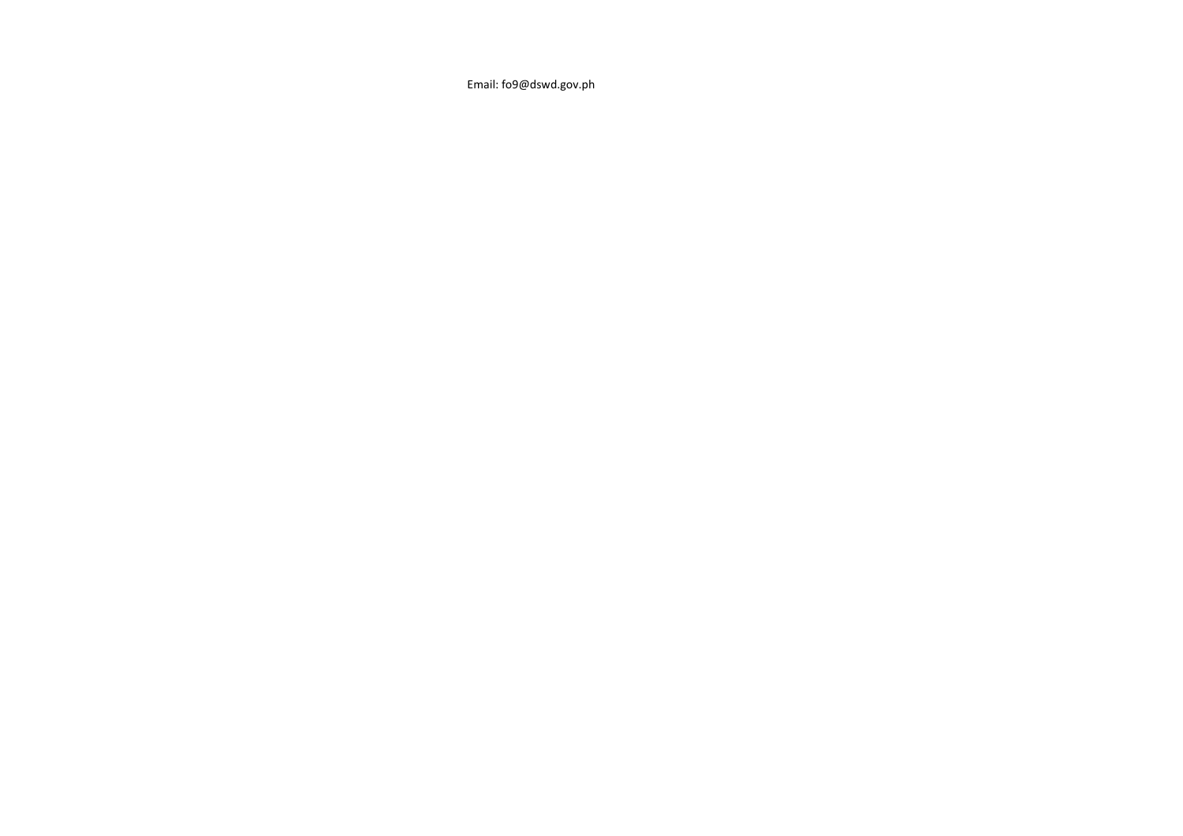Email: fo9@dswd.gov.ph